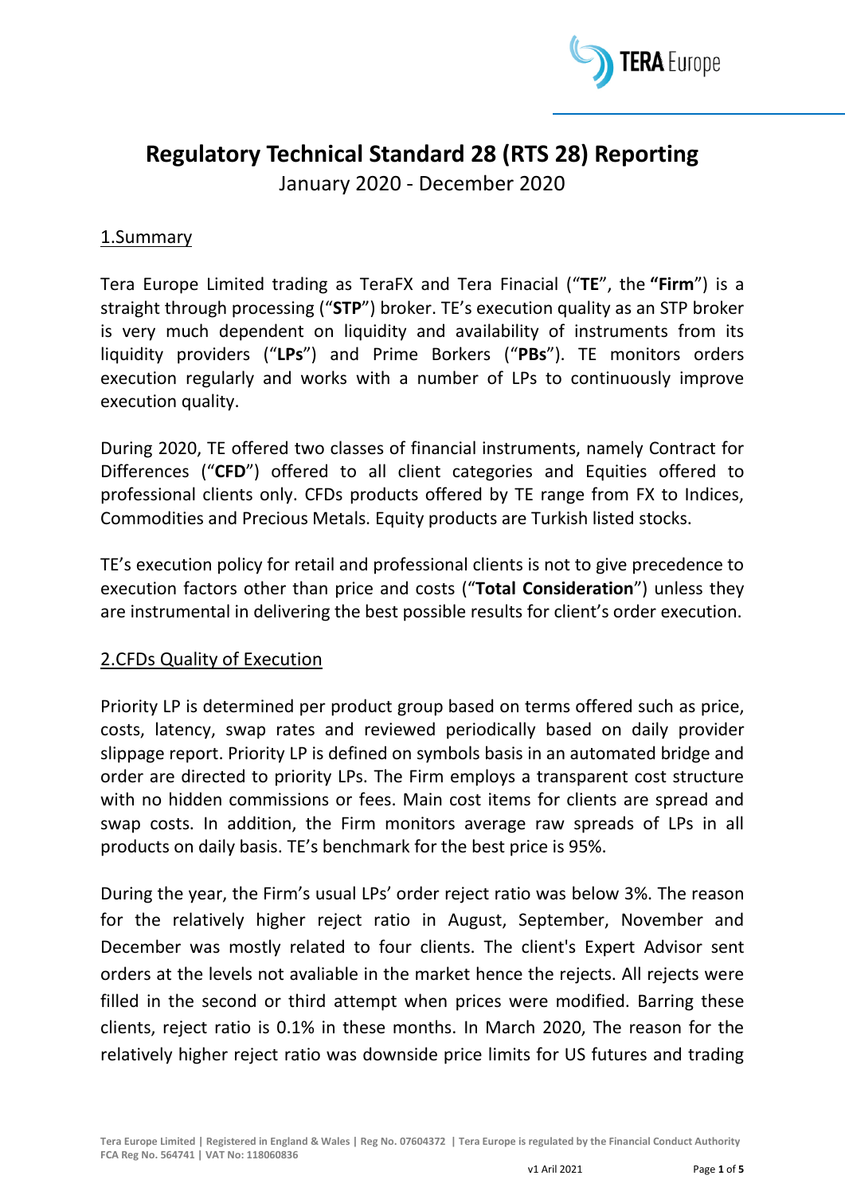# Regulatory Technical Standard 28 (RTS 28) Reporting

January 2020 - December 2020

## 1.Summary

Tera Europe Limited trading as TeraFX and Tera Finacial ("**TE**", the **"Firm**") is a straight through processing ("**STP**") broker. TE's execution quality as an STP broker is very much dependent on liquidity and availability of instruments from its liquidity providers ("**LPs**") and Prime Borkers ("**PBs**"). TE monitors orders execution regularly and works with a number of LPs to continuously improve execution quality.

During 2020, TE offered two classes of financial instruments, namely Contract for Differences ("**CFD**") offered to all client categories and Equities offered to professional clients only. CFDs products offered by TE range from FX to Indices, Commodities and Precious Metals. Equity products are Turkish listed stocks.

TE's execution policy for retail and professional clients is not to give precedence to execution factors other than price and costs ("**Total Consideration**") unless they are instrumental in delivering the best possible results for client's order execution.

## 2.CFDs Quality of Execution

Priority LP is determined per product group based on terms offered such as price, costs, latency, swap rates and reviewed periodically based on daily provider slippage report. Priority LP is defined on symbols basis in an automated bridge and order are directed to priority LPs. The Firm employs a transparent cost structure with no hidden commissions or fees. Main cost items for clients are spread and swap costs. In addition, the Firm monitors average raw spreads of LPs in all products on daily basis. TE's benchmark for the best price is 95%.

During the year, the Firm's usual LPs' order reject ratio was below 3%. The reason for the relatively higher reject ratio in August, September, November and December was mostly related to four clients. The client's Expert Advisor sent orders at the levels not avaliable in the market hence the rejects. All rejects were filled in the second or third attempt when prices were modified. Barring these clients, reject ratio is 0.1% in these months. In March 2020, The reason for the relatively higher reject ratio was downside price limits for US futures and trading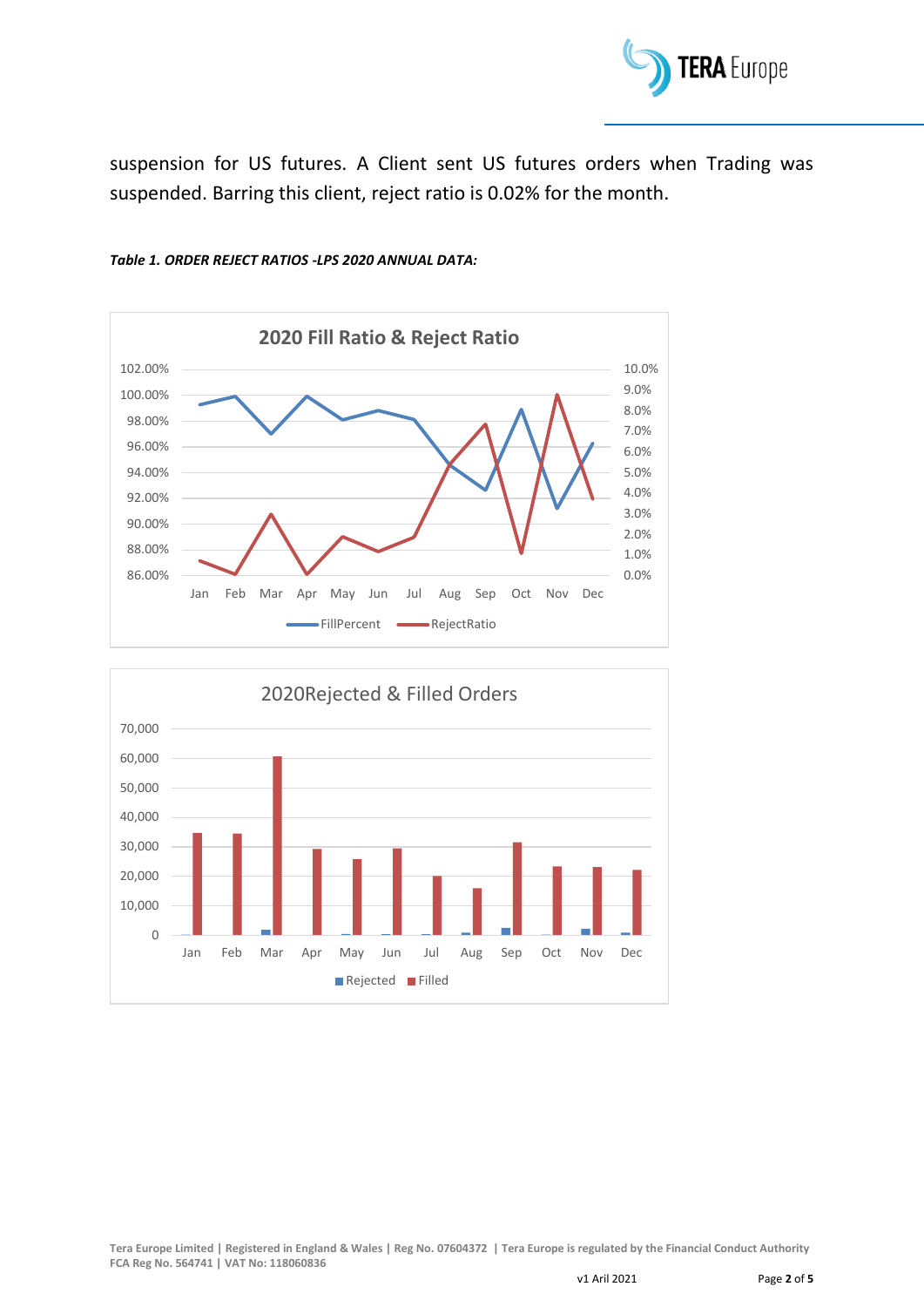suspension for US futures. A Client sent US futures orders when Trading was suspended. Barring this client, reject ratio is 0.02% for the month.

***Table 1. ORDER REJECT RATIOS -LPS 2020 ANNUAL DATA:***

2020 Fill Ratio & Reject Ratio

102.00%
100.00%
98.00%
96.00%
94.00%
92.00%
90.00%
88.00%
86.00%

10.0%
9.0%
8.0%
7.0%
6.0%
5.0%
4.0%
3.0%
2.0%
1.0%
0.0%

Jan Feb Mar Apr May Jun Jul Aug Sep Oct Nov Dec

FillPercent RejectRatio

2020Rejected & Filled Orders

70,000
60,000
50,000
40,000
30,000
20,000
10,000
0

Jan Feb Mar Apr May Jun Jul Aug Sep Oct Nov Dec

Rejected Filled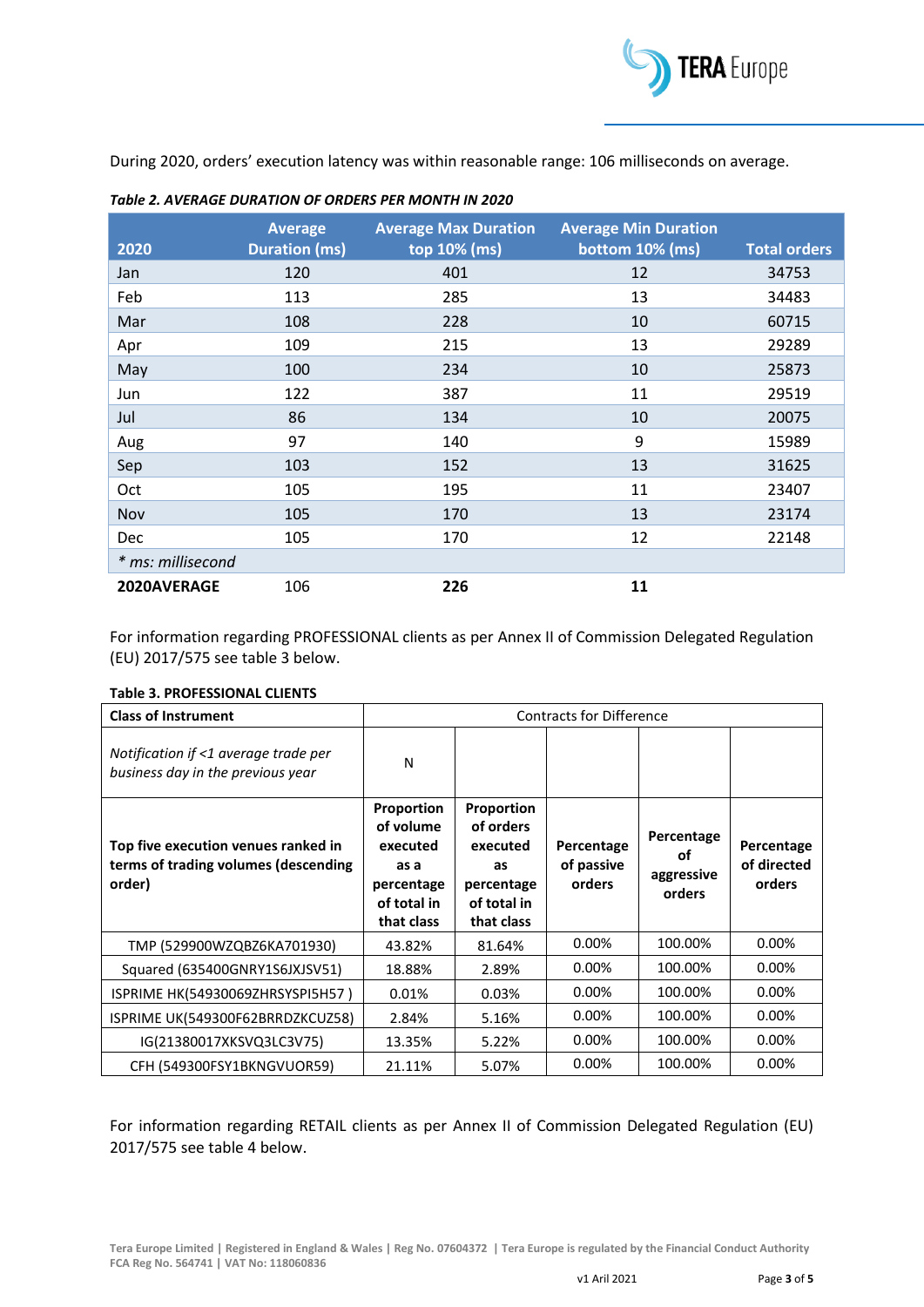During 2020, orders' execution latency was within reasonable range: 106 milliseconds on average.

***Table 2. AVERAGE DURATION OF ORDERS PER MONTH IN 2020***

| 2020 | Average Duration (ms) | Average Max Duration top 10% (ms) | Average Min Duration bottom 10% (ms) | Total orders |
|---|---|---|---|---|
| Jan | 120 | 401 | 12 | 34753 |
| Feb | 113 | 285 | 13 | 34483 |
| Mar | 108 | 228 | 10 | 60715 |
| Apr | 109 | 215 | 13 | 29289 |
| May | 100 | 234 | 10 | 25873 |
| Jun | 122 | 387 | 11 | 29519 |
| Jul | 86 | 134 | 10 | 20075 |
| Aug | 97 | 140 | 9 | 15989 |
| Sep | 103 | 152 | 13 | 31625 |
| Oct | 105 | 195 | 11 | 23407 |
| Nov | 105 | 170 | 13 | 23174 |
| Dec | 105 | 170 | 12 | 22148 |
| *\* ms: millisecond* | | | | |
| **2020AVERAGE** | 106 | **226** | **11** | |

For information regarding PROFESSIONAL clients as per Annex II of Commission Delegated Regulation (EU) 2017/575 see table 3 below.

**Table 3. PROFESSIONAL CLIENTS**

| **Class of Instrument** | Contracts for Difference | | | | |
|---|---|---|---|---|---|
| *Notification if <1 average trade per business day in the previous year* | N | | | | |
| **Top five execution venues ranked in terms of trading volumes (descending order)** | **Proportion of volume executed as a percentage of total in that class** | **Proportion of orders executed as percentage of total in that class** | **Percentage of passive orders** | **Percentage of aggressive orders** | **Percentage of directed orders** |
| TMP (529900WZQBZ6KA701930) | 43.82% | 81.64% | 0.00% | 100.00% | 0.00% |
| Squared (635400GNRY1S6JXJSV51) | 18.88% | 2.89% | 0.00% | 100.00% | 0.00% |
| ISPRIME HK(54930069ZHRSYSPI5H57 ) | 0.01% | 0.03% | 0.00% | 100.00% | 0.00% |
| ISPRIME UK(549300F62BRRDZKCUZ58) | 2.84% | 5.16% | 0.00% | 100.00% | 0.00% |
| IG(21380017XKSVQ3LC3V75) | 13.35% | 5.22% | 0.00% | 100.00% | 0.00% |
| CFH (549300FSY1BKNGVUOR59) | 21.11% | 5.07% | 0.00% | 100.00% | 0.00% |

For information regarding RETAIL clients as per Annex II of Commission Delegated Regulation (EU) 2017/575 see table 4 below.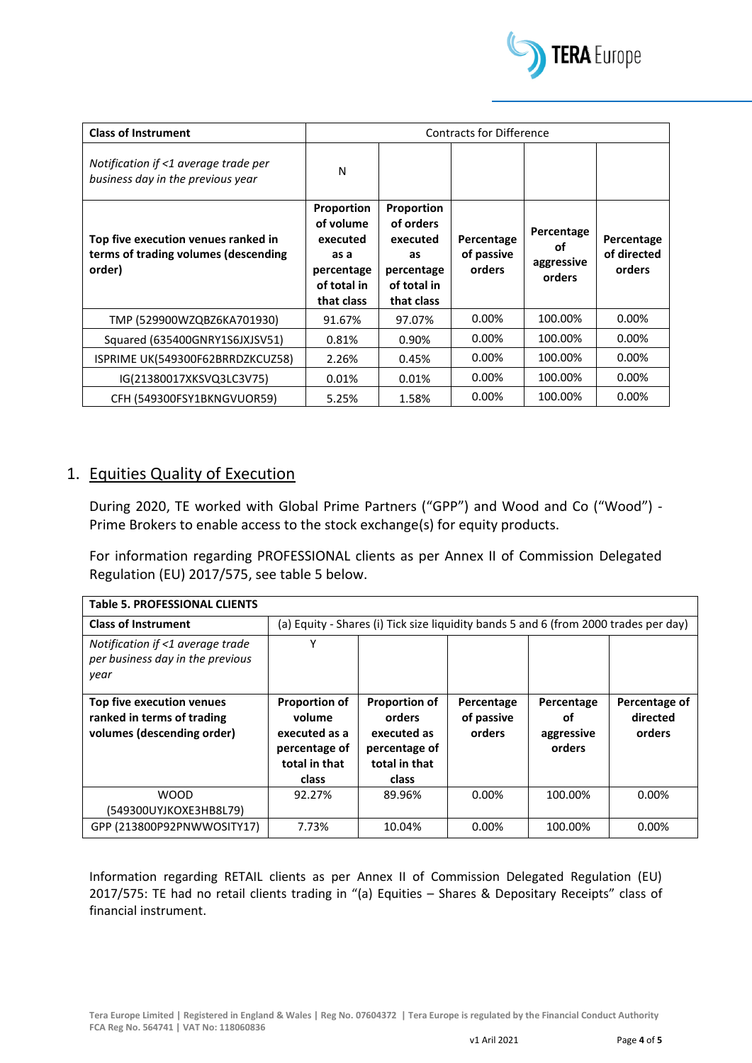| Class of Instrument | Contracts for Difference | | | | |
|---|---|---|---|---|---|
| *Notification if <1 average trade per business day in the previous year* | N | | | | |
| **Top five execution venues ranked in terms of trading volumes (descending order)** | **Proportion of volume executed as a percentage of total in that class** | **Proportion of orders executed as percentage of total in that class** | **Percentage of passive orders** | **Percentage of aggressive orders** | **Percentage of directed orders** |
| TMP (529900WZQBZ6KA701930) | 91.67% | 97.07% | 0.00% | 100.00% | 0.00% |
| Squared (635400GNRY1S6JXJSV51) | 0.81% | 0.90% | 0.00% | 100.00% | 0.00% |
| ISPRIME UK(549300F62BRRDZKCUZ58) | 2.26% | 0.45% | 0.00% | 100.00% | 0.00% |
| IG(21380017XKSVQ3LC3V75) | 0.01% | 0.01% | 0.00% | 100.00% | 0.00% |
| CFH (549300FSY1BKNGVUOR59) | 5.25% | 1.58% | 0.00% | 100.00% | 0.00% |

## 1. Equities Quality of Execution

During 2020, TE worked with Global Prime Partners ("GPP") and Wood and Co ("Wood") - Prime Brokers to enable access to the stock exchange(s) for equity products.

For information regarding PROFESSIONAL clients as per Annex II of Commission Delegated Regulation (EU) 2017/575, see table 5 below.

| Table 5. PROFESSIONAL CLIENTS | | | | | |
|---|---|---|---|---|---|
| **Class of Instrument** | (a) Equity - Shares (i) Tick size liquidity bands 5 and 6 (from 2000 trades per day) | | | | |
| *Notification if <1 average trade per business day in the previous year* | Y | | | | |
| **Top five execution venues ranked in terms of trading volumes (descending order)** | **Proportion of volume executed as a percentage of total in that class** | **Proportion of orders executed as percentage of total in that class** | **Percentage of passive orders** | **Percentage of aggressive orders** | **Percentage of directed orders** |
| WOOD (549300UYJKOXE3HB8L79) | 92.27% | 89.96% | 0.00% | 100.00% | 0.00% |
| GPP (213800P92PNWWOSITY17) | 7.73% | 10.04% | 0.00% | 100.00% | 0.00% |

Information regarding RETAIL clients as per Annex II of Commission Delegated Regulation (EU) 2017/575: TE had no retail clients trading in "(a) Equities – Shares & Depositary Receipts" class of financial instrument.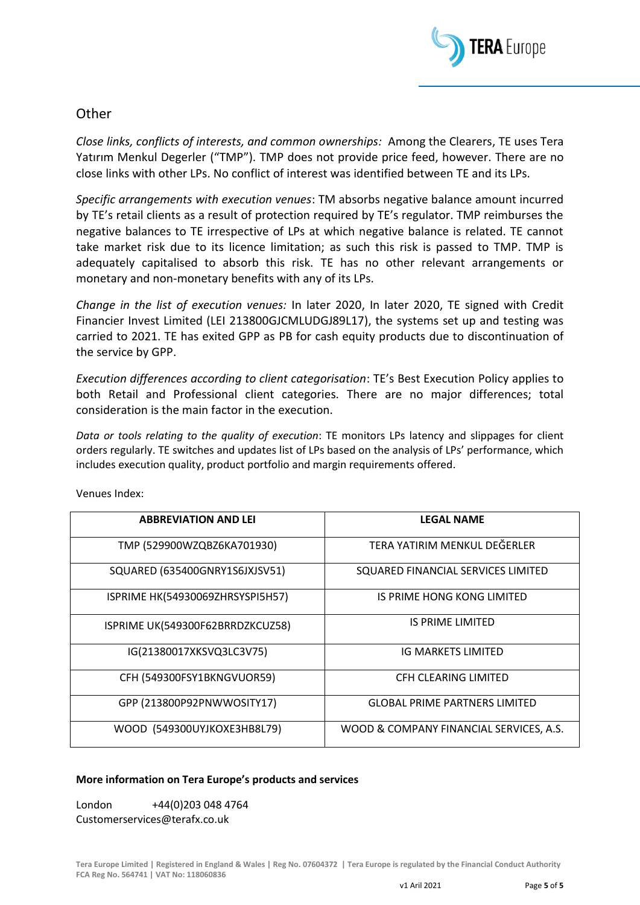## Other

*Close links, conflicts of interests, and common ownerships:* Among the Clearers, TE uses Tera Yatırım Menkul Degerler ("TMP"). TMP does not provide price feed, however. There are no close links with other LPs. No conflict of interest was identified between TE and its LPs.

*Specific arrangements with execution venues*: TM absorbs negative balance amount incurred by TE's retail clients as a result of protection required by TE's regulator. TMP reimburses the negative balances to TE irrespective of LPs at which negative balance is related. TE cannot take market risk due to its licence limitation; as such this risk is passed to TMP. TMP is adequately capitalised to absorb this risk. TE has no other relevant arrangements or monetary and non-monetary benefits with any of its LPs.

*Change in the list of execution venues:* In later 2020, In later 2020, TE signed with Credit Financier Invest Limited (LEI 213800GJCMLUDGJ89L17), the systems set up and testing was carried to 2021. TE has exited GPP as PB for cash equity products due to discontinuation of the service by GPP.

*Execution differences according to client categorisation*: TE's Best Execution Policy applies to both Retail and Professional client categories. There are no major differences; total consideration is the main factor in the execution.

*Data or tools relating to the quality of execution*: TE monitors LPs latency and slippages for client orders regularly. TE switches and updates list of LPs based on the analysis of LPs' performance, which includes execution quality, product portfolio and margin requirements offered.

Venues Index:

| ABBREVIATION AND LEI | LEGAL NAME |
| --- | --- |
| TMP (529900WZQBZ6KA701930) | TERA YATIRIM MENKUL DEĞERLER |
| SQUARED (635400GNRY1S6JXJSV51) | SQUARED FINANCIAL SERVICES LIMITED |
| ISPRIME HK(54930069ZHRSYSPI5H57) | IS PRIME HONG KONG LIMITED |
| ISPRIME UK(549300F62BRRDZKCUZ58) | IS PRIME LIMITED |
| IG(21380017XKSVQ3LC3V75) | IG MARKETS LIMITED |
| CFH (549300FSY1BKNGVUOR59) | CFH CLEARING LIMITED |
| GPP (213800P92PNWWOSITY17) | GLOBAL PRIME PARTNERS LIMITED |
| WOOD (549300UYJKOXE3HB8L79) | WOOD & COMPANY FINANCIAL SERVICES, A.S. |

**More information on Tera Europe's products and services**

London +44(0)203 048 4764
Customerservices@terafx.co.uk